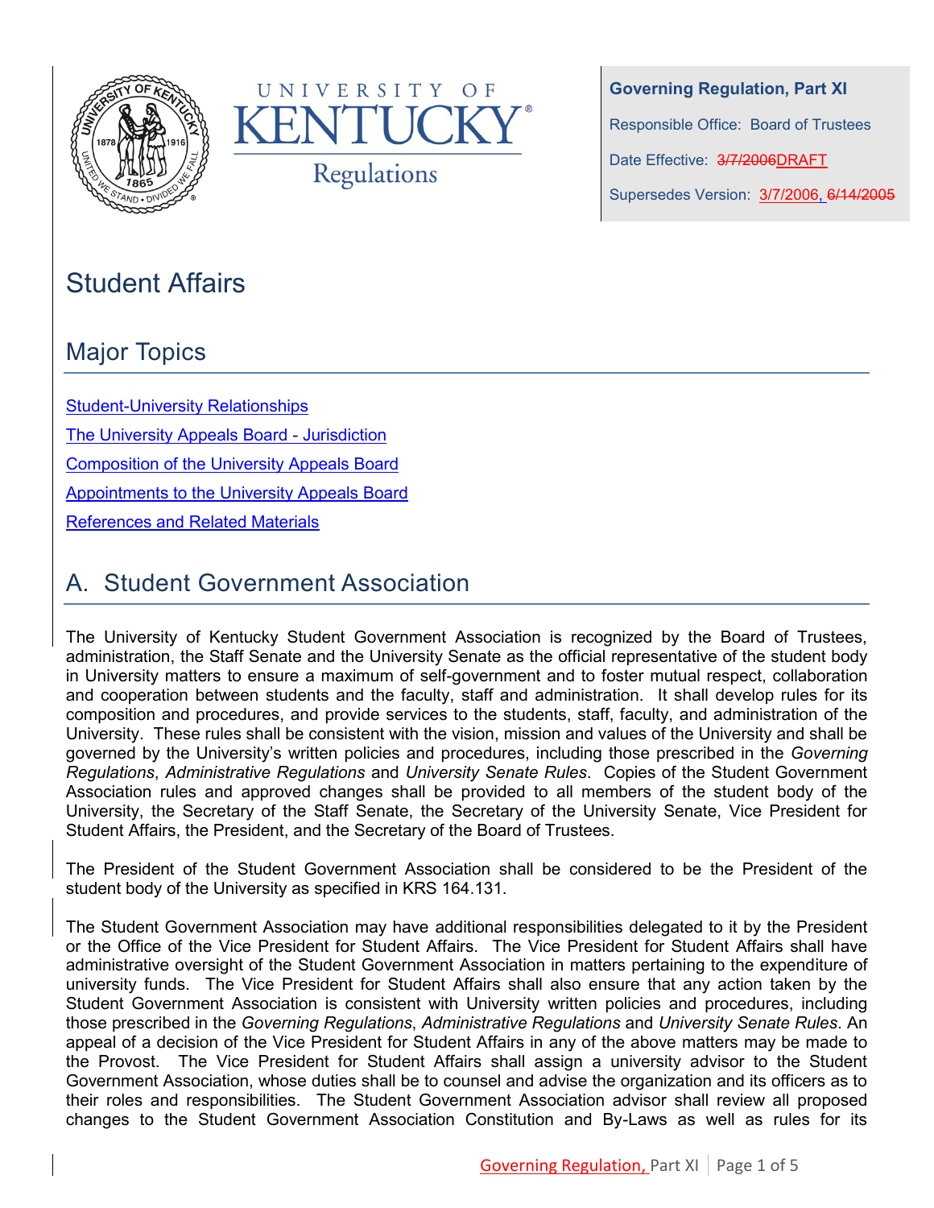**Governing Regulation, Part XI**

Responsible Office: Board of Trustees

Date Effective: ~~3/7/2006~~DRAFT

Supersedes Version: 3/7/2006, ~~6/14/2005~~

# Student Affairs

## Major Topics

[Student-University Relationships]

[The University Appeals Board - Jurisdiction]

[Composition of the University Appeals Board]

[Appointments to the University Appeals Board]

[References and Related Materials]

## A. Student Government Association

The University of Kentucky Student Government Association is recognized by the Board of Trustees, administration, the Staff Senate and the University Senate as the official representative of the student body in University matters to ensure a maximum of self-government and to foster mutual respect, collaboration and cooperation between students and the faculty, staff and administration. It shall develop rules for its composition and procedures, and provide services to the students, staff, faculty, and administration of the University. These rules shall be consistent with the vision, mission and values of the University and shall be governed by the University's written policies and procedures, including those prescribed in the *Governing Regulations*, *Administrative Regulations* and *University Senate Rules*. Copies of the Student Government Association rules and approved changes shall be provided to all members of the student body of the University, the Secretary of the Staff Senate, the Secretary of the University Senate, Vice President for Student Affairs, the President, and the Secretary of the Board of Trustees.

The President of the Student Government Association shall be considered to be the President of the student body of the University as specified in KRS 164.131.

The Student Government Association may have additional responsibilities delegated to it by the President or the Office of the Vice President for Student Affairs. The Vice President for Student Affairs shall have administrative oversight of the Student Government Association in matters pertaining to the expenditure of university funds. The Vice President for Student Affairs shall also ensure that any action taken by the Student Government Association is consistent with University written policies and procedures, including those prescribed in the *Governing Regulations*, *Administrative Regulations* and *University Senate Rules*. An appeal of a decision of the Vice President for Student Affairs in any of the above matters may be made to the Provost. The Vice President for Student Affairs shall assign a university advisor to the Student Government Association, whose duties shall be to counsel and advise the organization and its officers as to their roles and responsibilities. The Student Government Association advisor shall review all proposed changes to the Student Government Association Constitution and By-Laws as well as rules for its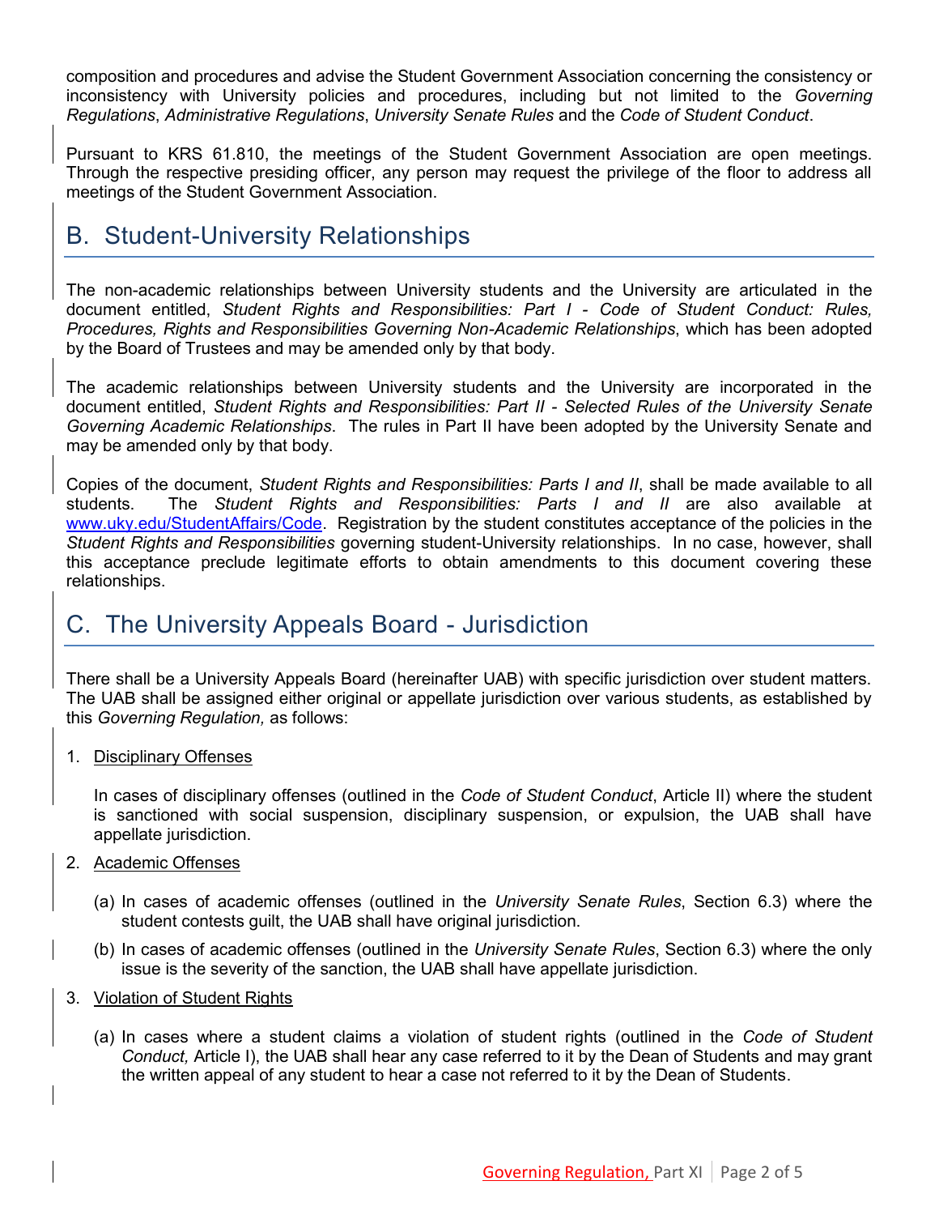composition and procedures and advise the Student Government Association concerning the consistency or inconsistency with University policies and procedures, including but not limited to the *Governing Regulations*, *Administrative Regulations*, *University Senate Rules* and the *Code of Student Conduct*.

Pursuant to KRS 61.810, the meetings of the Student Government Association are open meetings. Through the respective presiding officer, any person may request the privilege of the floor to address all meetings of the Student Government Association.

## B. Student-University Relationships

The non-academic relationships between University students and the University are articulated in the document entitled, *Student Rights and Responsibilities: Part I - Code of Student Conduct: Rules, Procedures, Rights and Responsibilities Governing Non-Academic Relationships*, which has been adopted by the Board of Trustees and may be amended only by that body.

The academic relationships between University students and the University are incorporated in the document entitled, *Student Rights and Responsibilities: Part II - Selected Rules of the University Senate Governing Academic Relationships*. The rules in Part II have been adopted by the University Senate and may be amended only by that body.

Copies of the document, *Student Rights and Responsibilities: Parts I and II*, shall be made available to all students. The *Student Rights and Responsibilities: Parts I and II* are also available at [www.uky.edu/StudentAffairs/Code](www.uky.edu/StudentAffairs/Code). Registration by the student constitutes acceptance of the policies in the *Student Rights and Responsibilities* governing student-University relationships. In no case, however, shall this acceptance preclude legitimate efforts to obtain amendments to this document covering these relationships.

## C. The University Appeals Board - Jurisdiction

There shall be a University Appeals Board (hereinafter UAB) with specific jurisdiction over student matters. The UAB shall be assigned either original or appellate jurisdiction over various students, as established by this *Governing Regulation,* as follows:

1. <u>Disciplinary Offenses</u>

   In cases of disciplinary offenses (outlined in the *Code of Student Conduct*, Article II) where the student is sanctioned with social suspension, disciplinary suspension, or expulsion, the UAB shall have appellate jurisdiction.

2. <u>Academic Offenses</u>

   (a) In cases of academic offenses (outlined in the *University Senate Rules*, Section 6.3) where the student contests guilt, the UAB shall have original jurisdiction.

   (b) In cases of academic offenses (outlined in the *University Senate Rules*, Section 6.3) where the only issue is the severity of the sanction, the UAB shall have appellate jurisdiction.

3. <u>Violation of Student Rights</u>

   (a) In cases where a student claims a violation of student rights (outlined in the *Code of Student Conduct,* Article I), the UAB shall hear any case referred to it by the Dean of Students and may grant the written appeal of any student to hear a case not referred to it by the Dean of Students.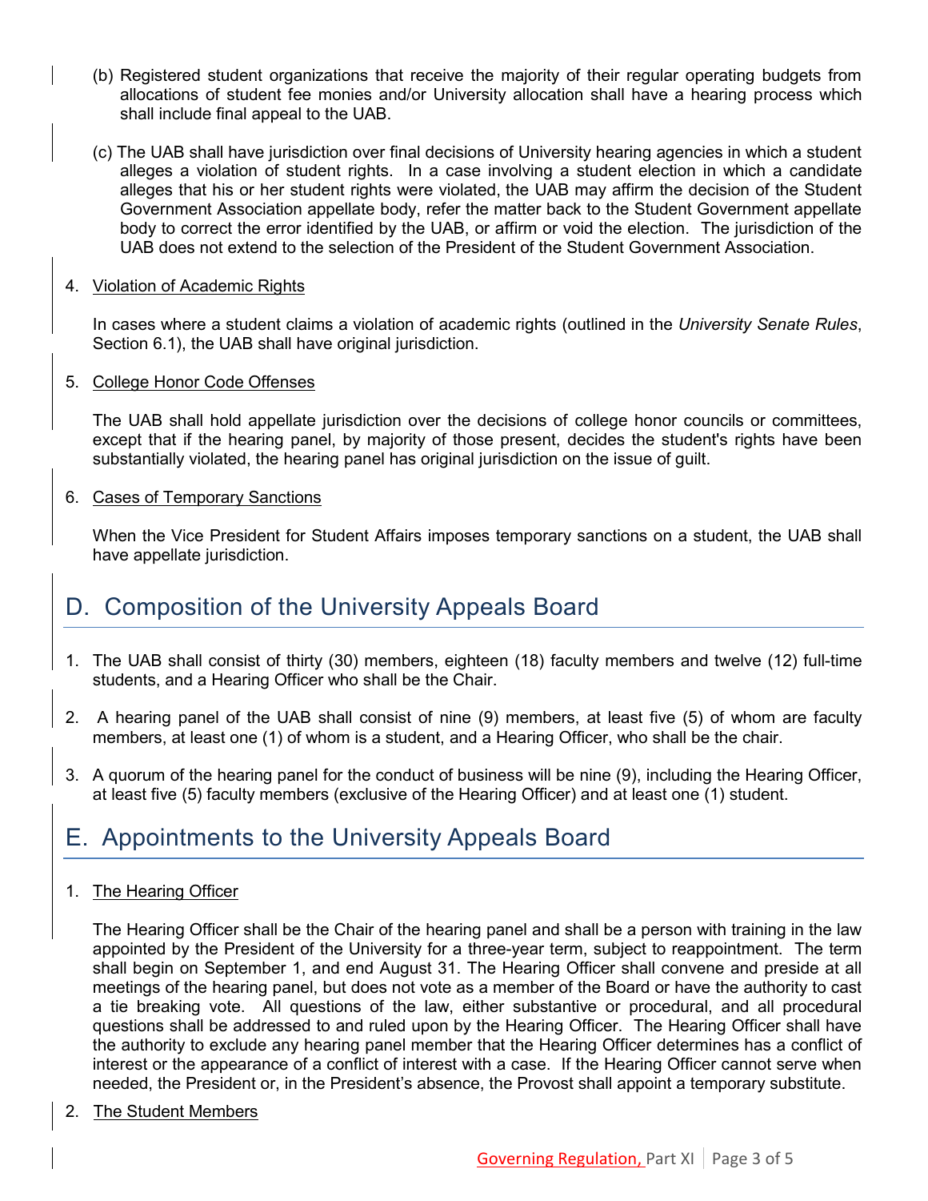(b) Registered student organizations that receive the majority of their regular operating budgets from allocations of student fee monies and/or University allocation shall have a hearing process which shall include final appeal to the UAB.

(c) The UAB shall have jurisdiction over final decisions of University hearing agencies in which a student alleges a violation of student rights. In a case involving a student election in which a candidate alleges that his or her student rights were violated, the UAB may affirm the decision of the Student Government Association appellate body, refer the matter back to the Student Government appellate body to correct the error identified by the UAB, or affirm or void the election. The jurisdiction of the UAB does not extend to the selection of the President of the Student Government Association.

4. Violation of Academic Rights

   In cases where a student claims a violation of academic rights (outlined in the *University Senate Rules*, Section 6.1), the UAB shall have original jurisdiction.

5. College Honor Code Offenses

   The UAB shall hold appellate jurisdiction over the decisions of college honor councils or committees, except that if the hearing panel, by majority of those present, decides the student's rights have been substantially violated, the hearing panel has original jurisdiction on the issue of guilt.

6. Cases of Temporary Sanctions

   When the Vice President for Student Affairs imposes temporary sanctions on a student, the UAB shall have appellate jurisdiction.

## D. Composition of the University Appeals Board

1. The UAB shall consist of thirty (30) members, eighteen (18) faculty members and twelve (12) full-time students, and a Hearing Officer who shall be the Chair.
2. A hearing panel of the UAB shall consist of nine (9) members, at least five (5) of whom are faculty members, at least one (1) of whom is a student, and a Hearing Officer, who shall be the chair.
3. A quorum of the hearing panel for the conduct of business will be nine (9), including the Hearing Officer, at least five (5) faculty members (exclusive of the Hearing Officer) and at least one (1) student.

## E. Appointments to the University Appeals Board

1. The Hearing Officer

   The Hearing Officer shall be the Chair of the hearing panel and shall be a person with training in the law appointed by the President of the University for a three-year term, subject to reappointment. The term shall begin on September 1, and end August 31. The Hearing Officer shall convene and preside at all meetings of the hearing panel, but does not vote as a member of the Board or have the authority to cast a tie breaking vote. All questions of the law, either substantive or procedural, and all procedural questions shall be addressed to and ruled upon by the Hearing Officer. The Hearing Officer shall have the authority to exclude any hearing panel member that the Hearing Officer determines has a conflict of interest or the appearance of a conflict of interest with a case. If the Hearing Officer cannot serve when needed, the President or, in the President's absence, the Provost shall appoint a temporary substitute.

2. The Student Members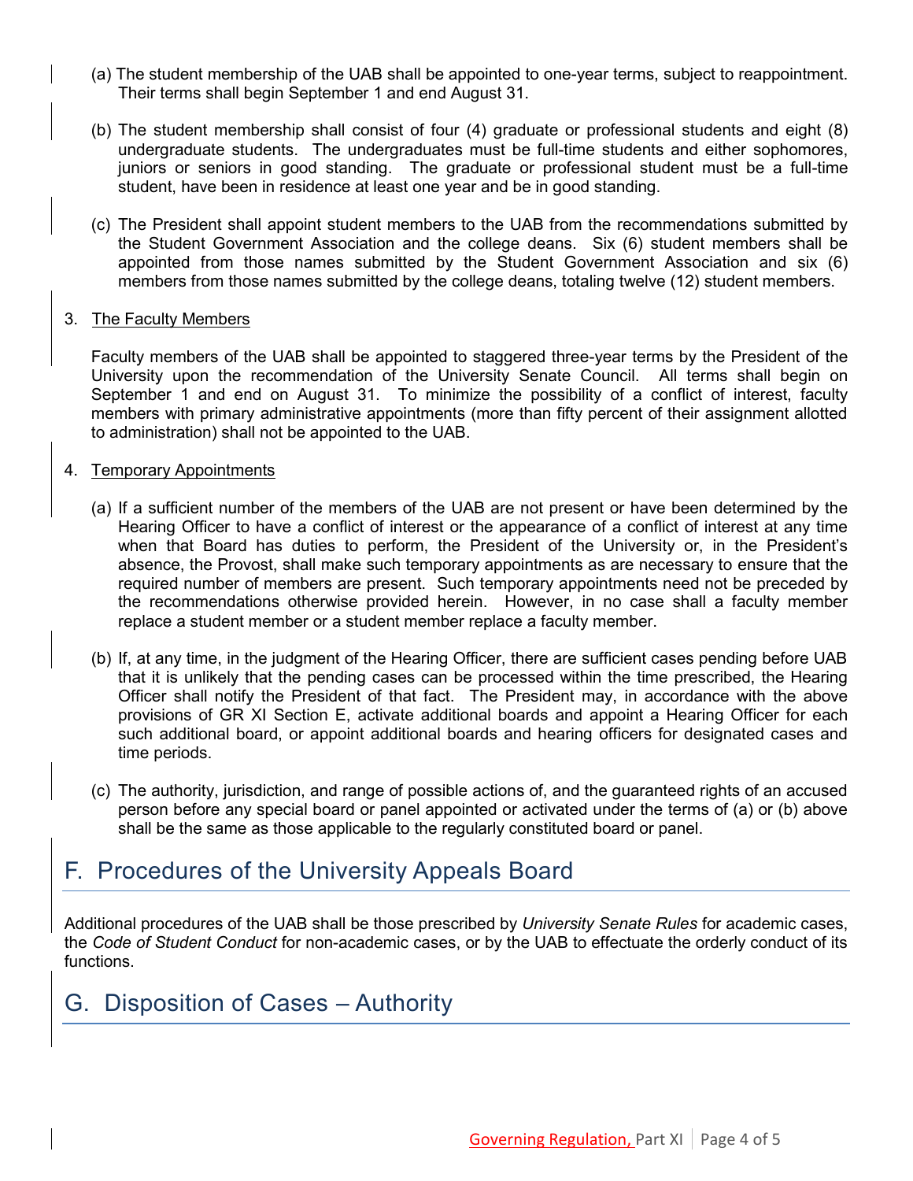(a) The student membership of the UAB shall be appointed to one-year terms, subject to reappointment. Their terms shall begin September 1 and end August 31.

(b) The student membership shall consist of four (4) graduate or professional students and eight (8) undergraduate students. The undergraduates must be full-time students and either sophomores, juniors or seniors in good standing. The graduate or professional student must be a full-time student, have been in residence at least one year and be in good standing.

(c) The President shall appoint student members to the UAB from the recommendations submitted by the Student Government Association and the college deans. Six (6) student members shall be appointed from those names submitted by the Student Government Association and six (6) members from those names submitted by the college deans, totaling twelve (12) student members.

3. <u>The Faculty Members</u>

Faculty members of the UAB shall be appointed to staggered three-year terms by the President of the University upon the recommendation of the University Senate Council. All terms shall begin on September 1 and end on August 31. To minimize the possibility of a conflict of interest, faculty members with primary administrative appointments (more than fifty percent of their assignment allotted to administration) shall not be appointed to the UAB.

4. <u>Temporary Appointments</u>

(a) If a sufficient number of the members of the UAB are not present or have been determined by the Hearing Officer to have a conflict of interest or the appearance of a conflict of interest at any time when that Board has duties to perform, the President of the University or, in the President's absence, the Provost, shall make such temporary appointments as are necessary to ensure that the required number of members are present. Such temporary appointments need not be preceded by the recommendations otherwise provided herein. However, in no case shall a faculty member replace a student member or a student member replace a faculty member.

(b) If, at any time, in the judgment of the Hearing Officer, there are sufficient cases pending before UAB that it is unlikely that the pending cases can be processed within the time prescribed, the Hearing Officer shall notify the President of that fact. The President may, in accordance with the above provisions of GR XI Section E, activate additional boards and appoint a Hearing Officer for each such additional board, or appoint additional boards and hearing officers for designated cases and time periods.

(c) The authority, jurisdiction, and range of possible actions of, and the guaranteed rights of an accused person before any special board or panel appointed or activated under the terms of (a) or (b) above shall be the same as those applicable to the regularly constituted board or panel.

## F. Procedures of the University Appeals Board

Additional procedures of the UAB shall be those prescribed by *University Senate Rules* for academic cases, the *Code of Student Conduct* for non-academic cases, or by the UAB to effectuate the orderly conduct of its functions.

## G. Disposition of Cases – Authority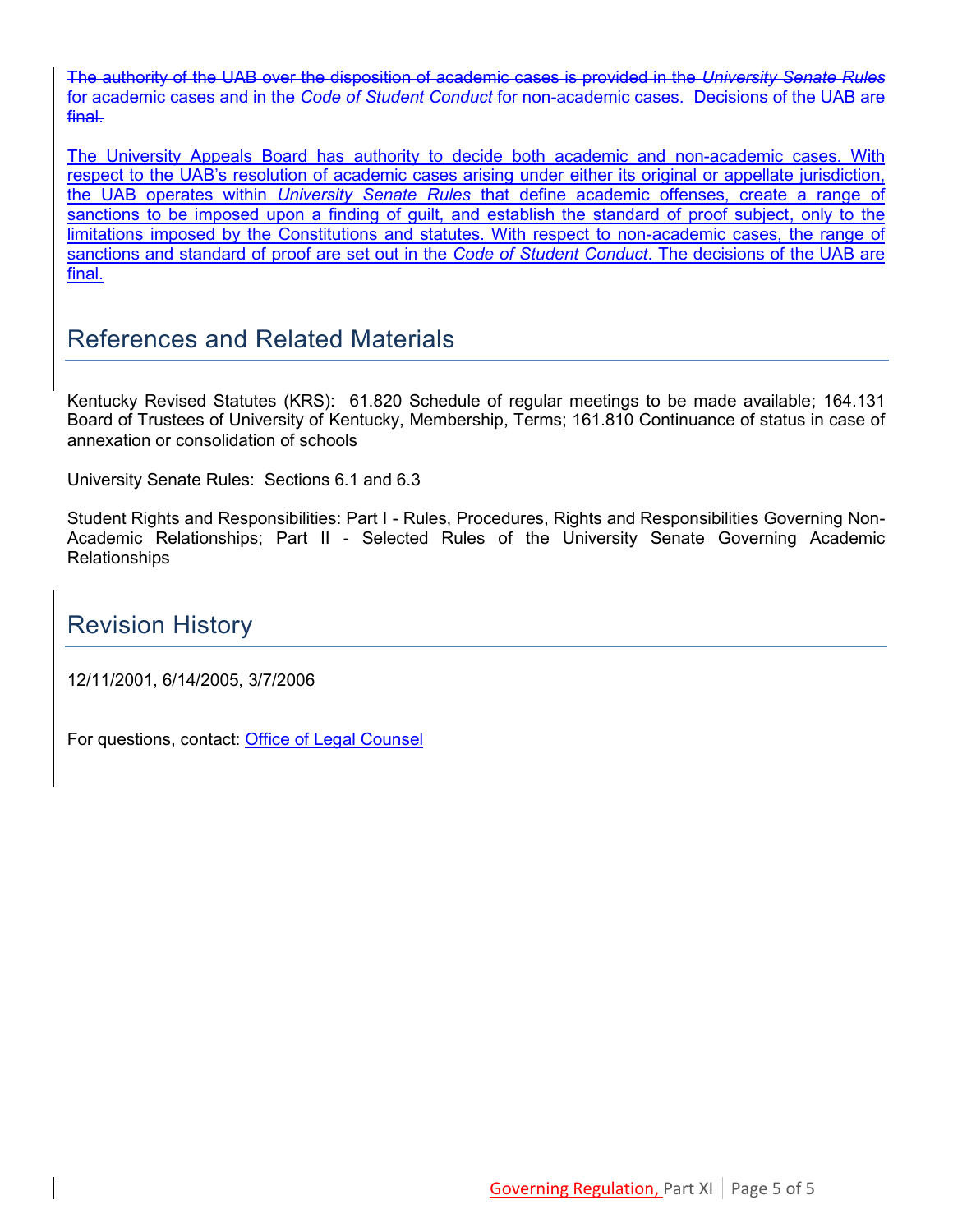~~The authority of the UAB over the disposition of academic cases is provided in the *University Senate Rules* for academic cases and in the *Code of Student Conduct* for non-academic cases. Decisions of the UAB are final.~~

<u>The University Appeals Board has authority to decide both academic and non-academic cases. With respect to the UAB's resolution of academic cases arising under either its original or appellate jurisdiction, the UAB operates within *University Senate Rules* that define academic offenses, create a range of sanctions to be imposed upon a finding of guilt, and establish the standard of proof subject, only to the limitations imposed by the Constitutions and statutes. With respect to non-academic cases, the range of sanctions and standard of proof are set out in the *Code of Student Conduct*. The decisions of the UAB are final.</u>

## References and Related Materials

Kentucky Revised Statutes (KRS): 61.820 Schedule of regular meetings to be made available; 164.131 Board of Trustees of University of Kentucky, Membership, Terms; 161.810 Continuance of status in case of annexation or consolidation of schools

University Senate Rules: Sections 6.1 and 6.3

Student Rights and Responsibilities: Part I - Rules, Procedures, Rights and Responsibilities Governing Non-Academic Relationships; Part II - Selected Rules of the University Senate Governing Academic Relationships

## Revision History

12/11/2001, 6/14/2005, 3/7/2006

For questions, contact: [Office of Legal Counsel]()